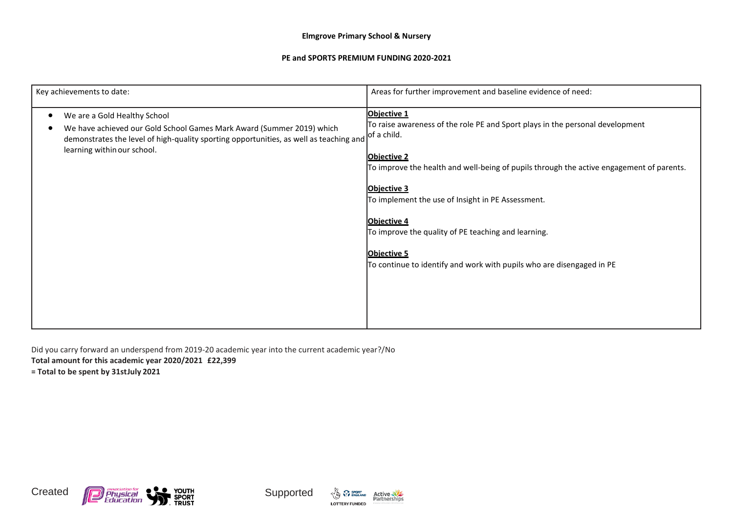**Elmgrove Primary School & Nursery**

**PE and SPORTS PREMIUM FUNDING 2020-2021**

| Key achievements to date: | Areas for further improvement and baseline evidence of need: |
|---|---|
| • We are a Gold Healthy School<br>• We have achieved our Gold School Games Mark Award (Summer 2019) which demonstrates the level of high-quality sporting opportunities, as well as teaching and learning within our school. | **Objective 1**<br>To raise awareness of the role PE and Sport plays in the personal development of a child.<br><br>**Objective 2**<br>To improve the health and well-being of pupils through the active engagement of parents.<br><br>**Objective 3**<br>To implement the use of Insight in PE Assessment.<br><br>**Objective 4**<br>To improve the quality of PE teaching and learning.<br><br>**Objective 5**<br>To continue to identify and work with pupils who are disengaged in PE |

Did you carry forward an underspend from 2019-20 academic year into the current academic year?/No

**Total amount for this academic year 2020/2021 £22,399**

**= Total to be spent by 31stJuly 2021**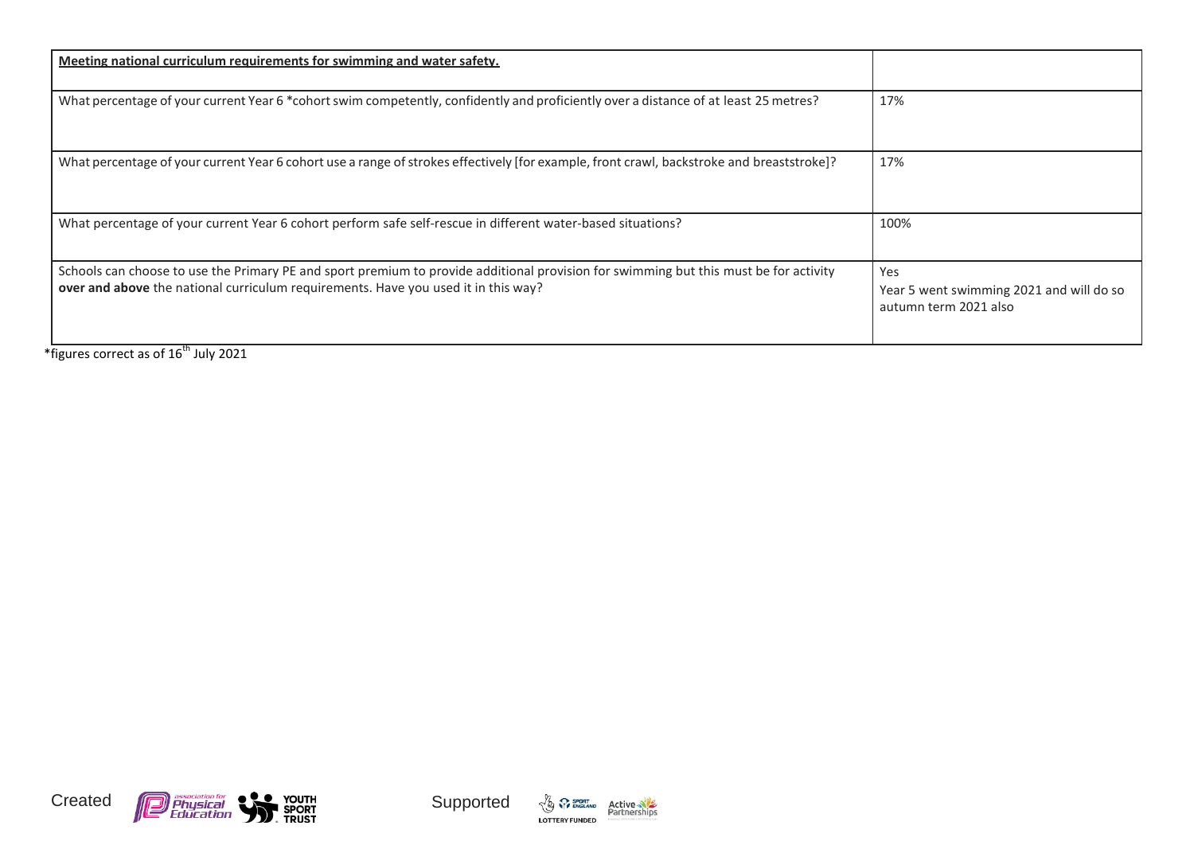| **Meeting national curriculum requirements for swimming and water safety.** | |
|---|---|
| What percentage of your current Year 6 *cohort swim competently, confidently and proficiently over a distance of at least 25 metres? | 17% |
| What percentage of your current Year 6 cohort use a range of strokes effectively [for example, front crawl, backstroke and breaststroke]? | 17% |
| What percentage of your current Year 6 cohort perform safe self-rescue in different water-based situations? | 100% |
| Schools can choose to use the Primary PE and sport premium to provide additional provision for swimming but this must be for activity **over and above** the national curriculum requirements. Have you used it in this way? | Yes<br>Year 5 went swimming 2021 and will do so autumn term 2021 also |

*figures correct as of 16th July 2021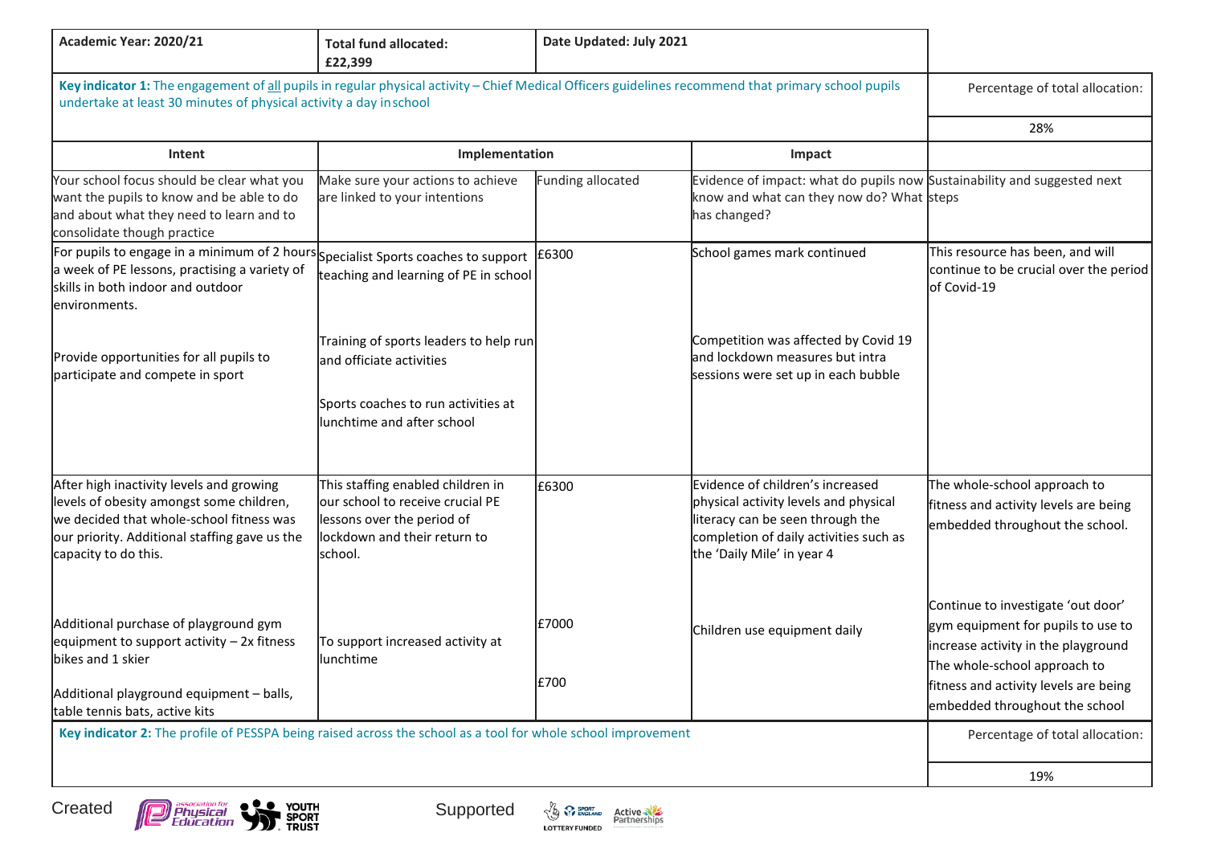| **Academic Year: 2020/21** | **Total fund allocated: £22,399** | **Date Updated: July 2021** | | |
|---|---|---|---|---|
| **Key indicator 1:** The engagement of all pupils in regular physical activity – Chief Medical Officers guidelines recommend that primary school pupils undertake at least 30 minutes of physical activity a day in school | | | | Percentage of total allocation: |
| | | | | 28% |
| **Intent** | **Implementation** | | **Impact** | |
| Your school focus should be clear what you want the pupils to know and be able to do and about what they need to learn and to consolidate though practice | Make sure your actions to achieve are linked to your intentions | Funding allocated | Evidence of impact: what do pupils now know and what can they now do? What has changed? | Sustainability and suggested next steps |
| For pupils to engage in a minimum of 2 hours a week of PE lessons, practising a variety of skills in both indoor and outdoor environments.<br><br>Provide opportunities for all pupils to participate and compete in sport | Specialist Sports coaches to support teaching and learning of PE in school<br><br>Training of sports leaders to help run and officiate activities<br><br>Sports coaches to run activities at lunchtime and after school | £6300 | School games mark continued<br><br>Competition was affected by Covid 19 and lockdown measures but intra sessions were set up in each bubble | This resource has been, and will continue to be crucial over the period of Covid-19 |
| After high inactivity levels and growing levels of obesity amongst some children, we decided that whole-school fitness was our priority. Additional staffing gave us the capacity to do this. | This staffing enabled children in our school to receive crucial PE lessons over the period of lockdown and their return to school. | £6300 | Evidence of children's increased physical activity levels and physical literacy can be seen through the completion of daily activities such as the 'Daily Mile' in year 4 | The whole-school approach to fitness and activity levels are being embedded throughout the school. |
| Additional purchase of playground gym equipment to support activity – 2x fitness bikes and 1 skier<br><br>Additional playground equipment – balls, table tennis bats, active kits | To support increased activity at lunchtime | £7000<br><br>£700 | Children use equipment daily | Continue to investigate 'out door' gym equipment for pupils to use to increase activity in the playground<br>The whole-school approach to fitness and activity levels are being embedded throughout the school |
| **Key indicator 2:** The profile of PESSPA being raised across the school as a tool for whole school improvement | | | | Percentage of total allocation: |
| | | | | 19% |

Created by: association for Physical Education, Youth Sport Trust

Supported by: Sport England, Lottery Funded, Active Partnerships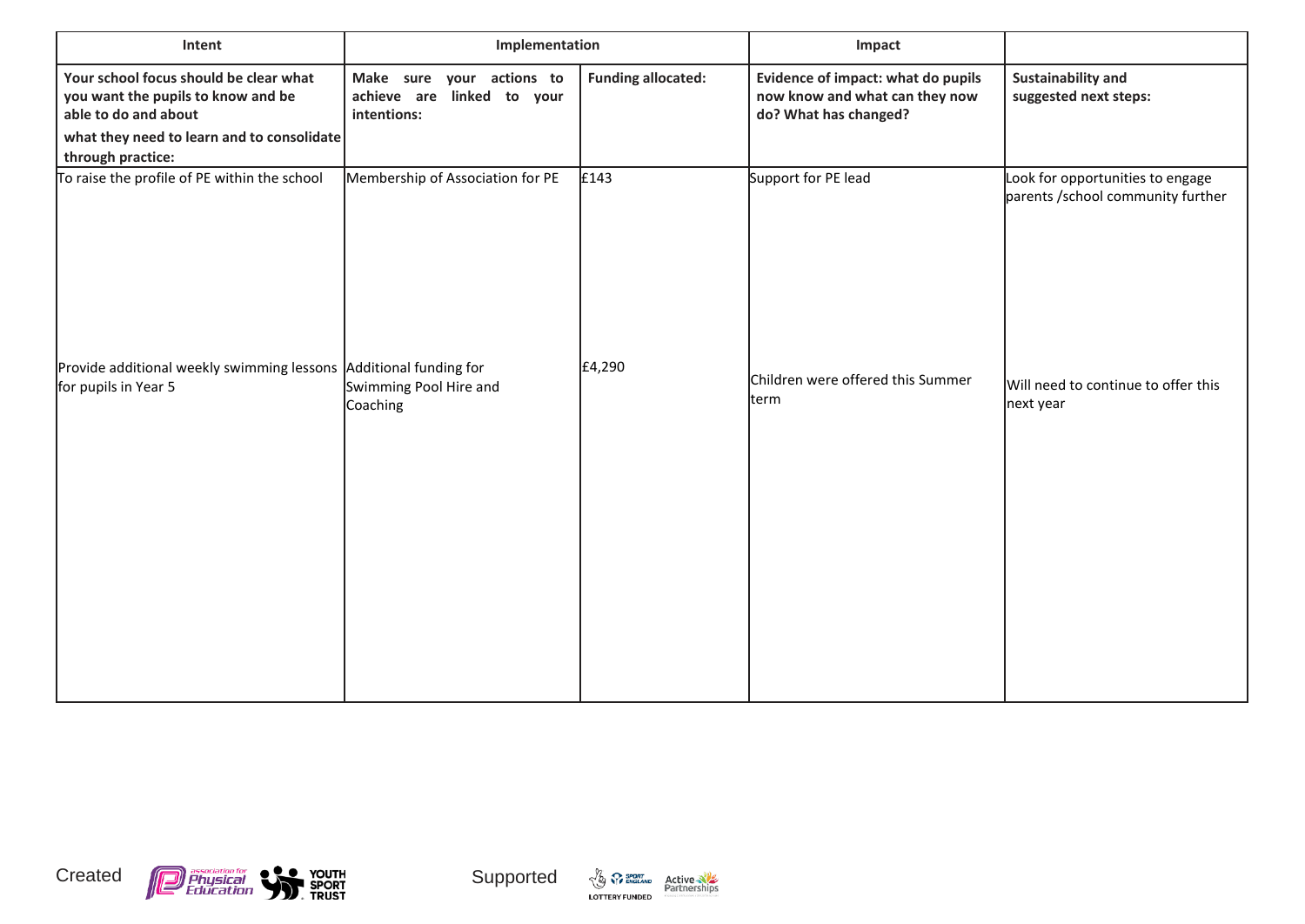| Intent | Implementation | | Impact | |
|---|---|---|---|---|
| **Your school focus should be clear what you want the pupils to know and be able to do and about what they need to learn and to consolidate through practice:** | **Make sure your actions to achieve are linked to your intentions:** | **Funding allocated:** | **Evidence of impact: what do pupils now know and what can they now do? What has changed?** | **Sustainability and suggested next steps:** |
| To raise the profile of PE within the school | Membership of Association for PE | £143 | Support for PE lead | Look for opportunities to engage parents /school community further |
| Provide additional weekly swimming lessons for pupils in Year 5 | Additional funding for Swimming Pool Hire and Coaching | £4,290 | Children were offered this Summer term | Will need to continue to offer this next year |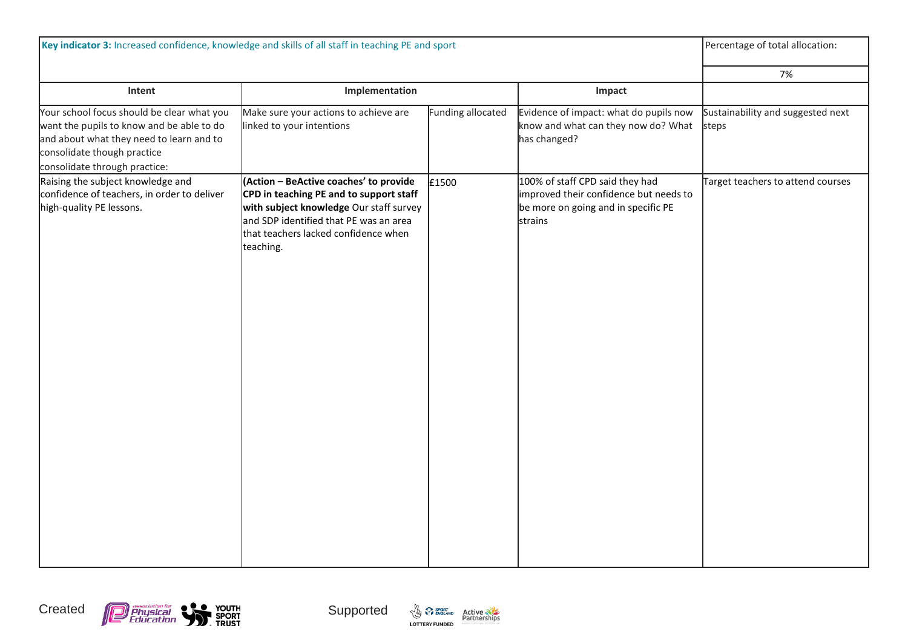| **Key indicator 3:** Increased confidence, knowledge and skills of all staff in teaching PE and sport | | | | Percentage of total allocation: |
|---|---|---|---|---|
| | | | | 7% |
| **Intent** | **Implementation** | | **Impact** | |
| Your school focus should be clear what you want the pupils to know and be able to do and about what they need to learn and to consolidate though practice consolidate through practice: | Make sure your actions to achieve are linked to your intentions | Funding allocated | Evidence of impact: what do pupils now know and what can they now do? What has changed? | Sustainability and suggested next steps |
| Raising the subject knowledge and confidence of teachers, in order to deliver high-quality PE lessons. | **(Action – BeActive coaches' to provide CPD in teaching PE and to support staff with subject knowledge** Our staff survey and SDP identified that PE was an area that teachers lacked confidence when teaching. | £1500 | 100% of staff CPD said they had improved their confidence but needs to be more on going and in specific PE strains | Target teachers to attend courses |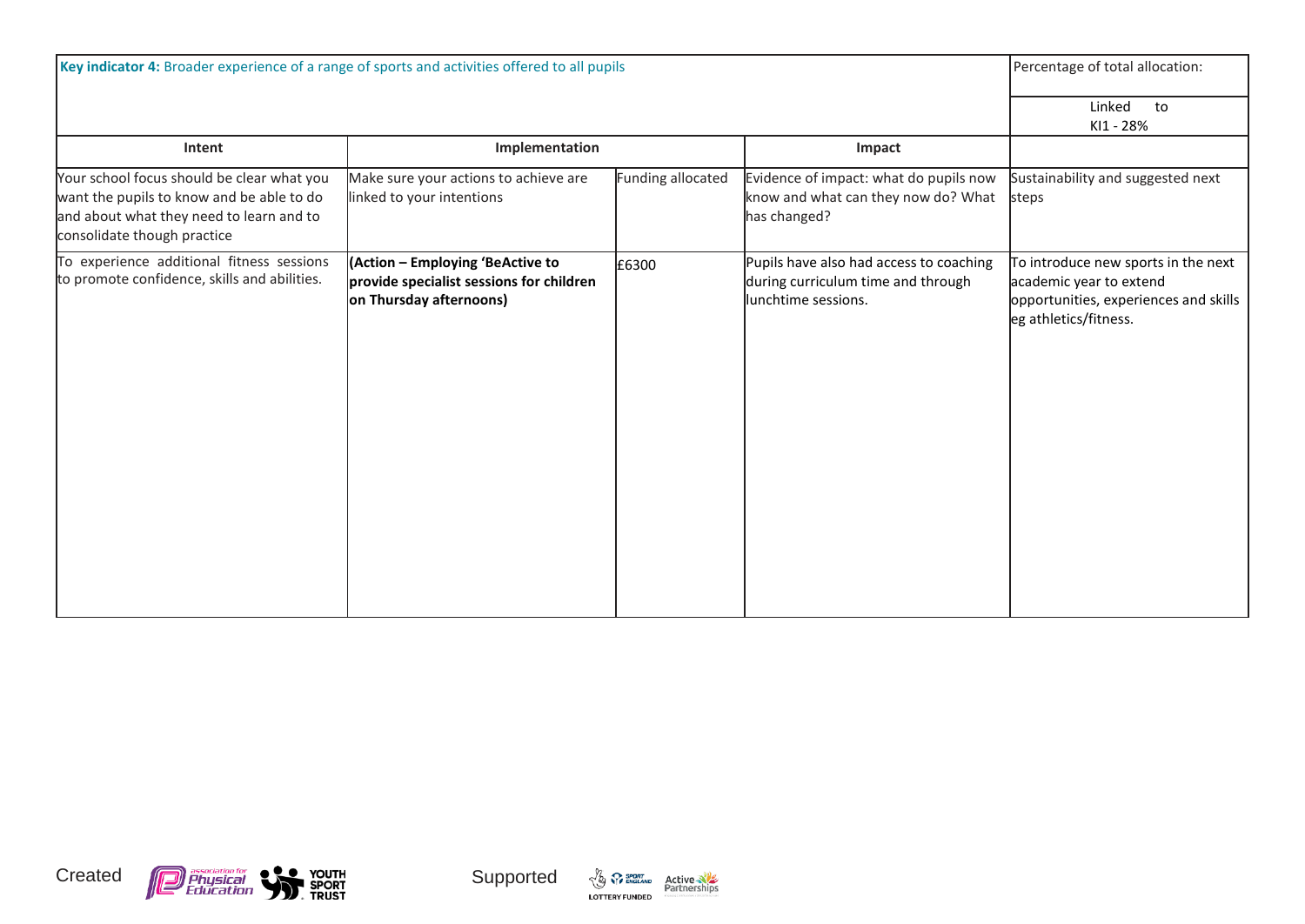| **Key indicator 4:** Broader experience of a range of sports and activities offered to all pupils | | | | Percentage of total allocation: |
|---|---|---|---|---|
| | | | | Linked to KI1 - 28% |
| **Intent** | **Implementation** | | **Impact** | |
| Your school focus should be clear what you want the pupils to know and be able to do and about what they need to learn and to consolidate though practice | Make sure your actions to achieve are linked to your intentions | Funding allocated | Evidence of impact: what do pupils now know and what can they now do? What has changed? | Sustainability and suggested next steps |
| To experience additional fitness sessions to promote confidence, skills and abilities. | **(Action – Employing 'BeActive to provide specialist sessions for children on Thursday afternoons)** | £6300 | Pupils have also had access to coaching during curriculum time and through lunchtime sessions. | To introduce new sports in the next academic year to extend opportunities, experiences and skills eg athletics/fitness. |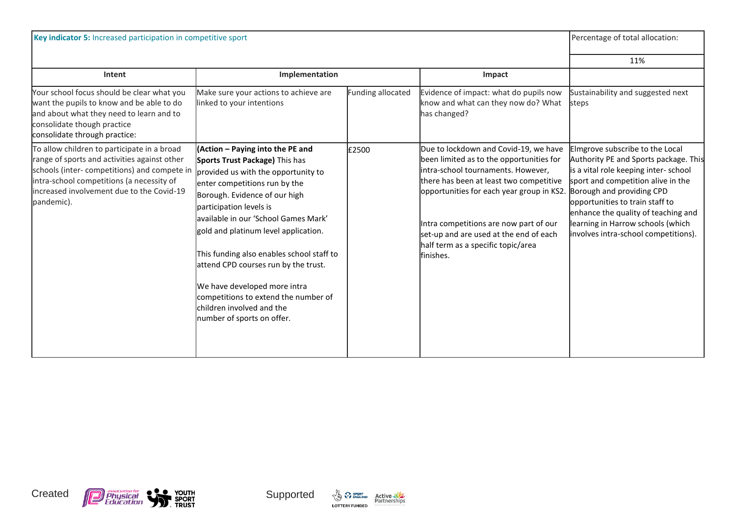| **Key indicator 5:** Increased participation in competitive sport | | | | Percentage of total allocation: |
|---|---|---|---|---|
| | | | | 11% |
| **Intent** | **Implementation** | | **Impact** | |
| Your school focus should be clear what you want the pupils to know and be able to do and about what they need to learn and to consolidate though practice consolidate through practice: | Make sure your actions to achieve are linked to your intentions | Funding allocated | Evidence of impact: what do pupils now know and what can they now do? What has changed? | Sustainability and suggested next steps |
| To allow children to participate in a broad range of sports and activities against other schools (inter- competitions) and compete in intra-school competitions (a necessity of increased involvement due to the Covid-19 pandemic). | **(Action – Paying into the PE and Sports Trust Package)** This has provided us with the opportunity to enter competitions run by the Borough. Evidence of our high participation levels is available in our 'School Games Mark' gold and platinum level application.<br><br>This funding also enables school staff to attend CPD courses run by the trust.<br><br>We have developed more intra competitions to extend the number of children involved and the number of sports on offer. | £2500 | Due to lockdown and Covid-19, we have been limited as to the opportunities for intra-school tournaments. However, there has been at least two competitive opportunities for each year group in KS2.<br><br>Intra competitions are now part of our set-up and are used at the end of each half term as a specific topic/area finishes. | Elmgrove subscribe to the Local Authority PE and Sports package. This is a vital role keeping inter- school sport and competition alive in the Borough and providing CPD opportunities to train staff to enhance the quality of teaching and learning in Harrow schools (which involves intra-school competitions). |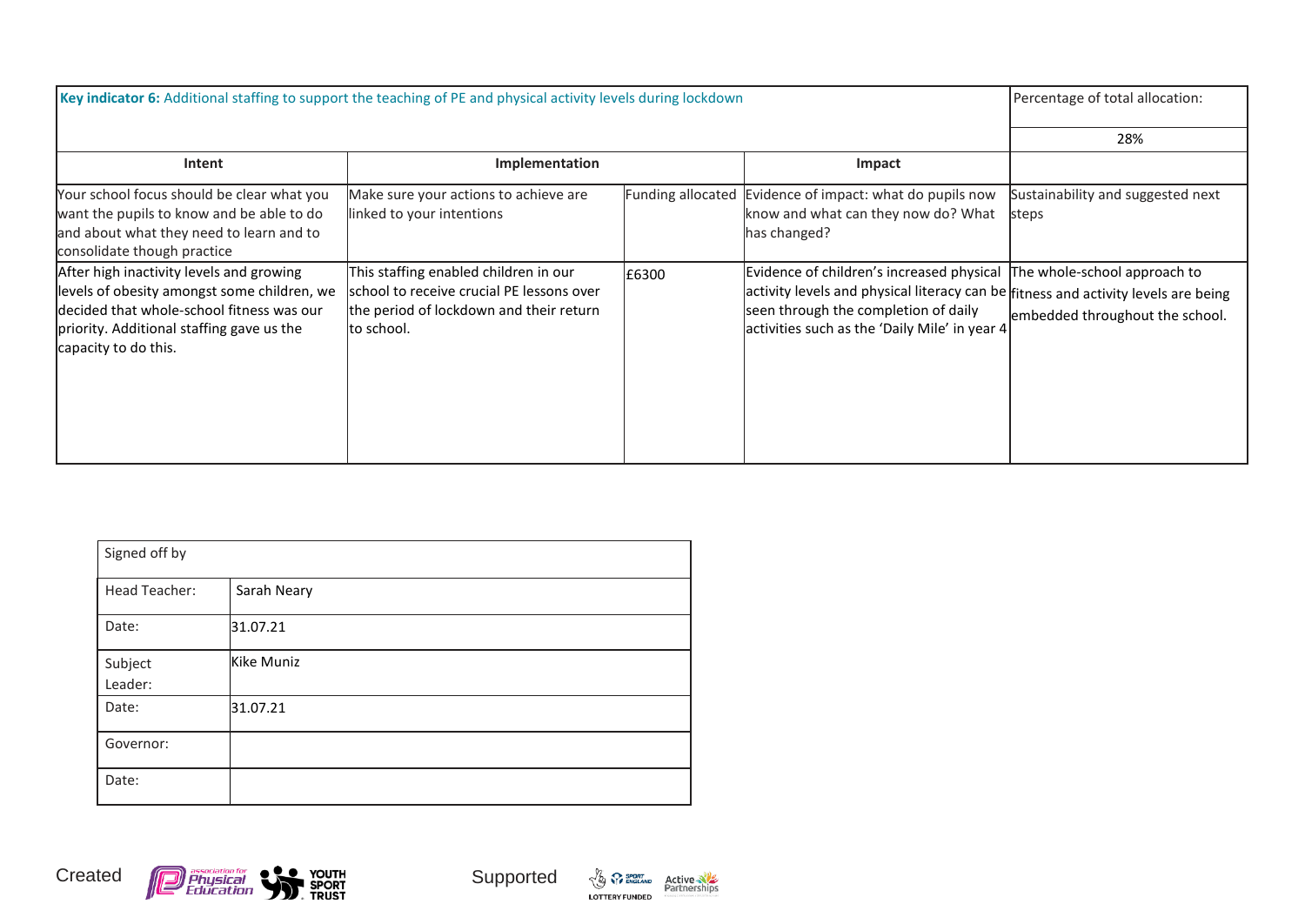| Key indicator 6: Additional staffing to support the teaching of PE and physical activity levels during lockdown | | | | Percentage of total allocation: |
|---|---|---|---|---|
| | | | | 28% |
| Intent | Implementation | | Impact | |
| Your school focus should be clear what you want the pupils to know and be able to do and about what they need to learn and to consolidate though practice | Make sure your actions to achieve are linked to your intentions | Funding allocated | Evidence of impact: what do pupils now know and what can they now do? What has changed? | Sustainability and suggested next steps |
| After high inactivity levels and growing levels of obesity amongst some children, we decided that whole-school fitness was our priority. Additional staffing gave us the capacity to do this. | This staffing enabled children in our school to receive crucial PE lessons over the period of lockdown and their return to school. | £6300 | Evidence of children's increased physical activity levels and physical literacy can be seen through the completion of daily activities such as the 'Daily Mile' in year 4 | The whole-school approach to fitness and activity levels are being embedded throughout the school. |

| Signed off by | |
|---|---|
| Head Teacher: | Sarah Neary |
| Date: | 31.07.21 |
| Subject Leader: | Kike Muniz |
| Date: | 31.07.21 |
| Governor: | |
| Date: | |

Created Supported